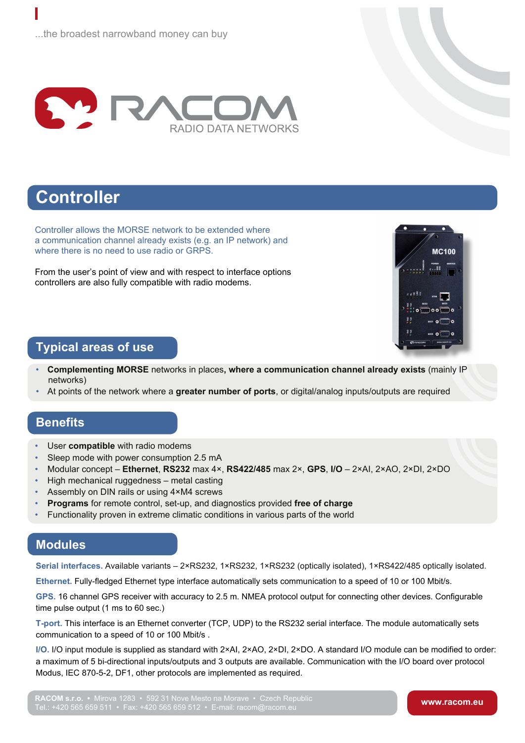...the broadest narrowband money can buy

RACOM
RADIO DATA NETWORKS

# Controller

Controller allows the MORSE network to be extended where a communication channel already exists (e.g. an IP network) and where there is no need to use radio or GRPS.

From the user's point of view and with respect to interface options controllers are also fully compatible with radio modems.

## Typical areas of use

- **Complementing MORSE** networks in places**, where a communication channel already exists** (mainly IP networks)
- At points of the network where a **greater number of ports**, or digital/analog inputs/outputs are required

## Benefits

- User **compatible** with radio modems
- Sleep mode with power consumption 2.5 mA
- Modular concept – **Ethernet**, **RS232** max 4×, **RS422/485** max 2×, **GPS**, **I/O** – 2×AI, 2×AO, 2×DI, 2×DO
- High mechanical ruggedness – metal casting
- Assembly on DIN rails or using 4×M4 screws
- **Programs** for remote control, set-up, and diagnostics provided **free of charge**
- Functionality proven in extreme climatic conditions in various parts of the world

## Modules

**Serial interfaces.** Available variants – 2×RS232, 1×RS232, 1×RS232 (optically isolated), 1×RS422/485 optically isolated.

**Ethernet.** Fully-fledged Ethernet type interface automatically sets communication to a speed of 10 or 100 Mbit/s.

**GPS.** 16 channel GPS receiver with accuracy to 2.5 m. NMEA protocol output for connecting other devices. Configurable time pulse output (1 ms to 60 sec.)

**T-port.** This interface is an Ethernet converter (TCP, UDP) to the RS232 serial interface. The module automatically sets communication to a speed of 10 or 100 Mbit/s .

**I/O.** I/O input module is supplied as standard with 2×AI, 2×AO, 2×DI, 2×DO. A standard I/O module can be modified to order: a maximum of 5 bi-directional inputs/outputs and 3 outputs are available. Communication with the I/O board over protocol Modus, IEC 870-5-2, DF1, other protocols are implemented as required.

**RACOM s.r.o.** • Mirova 1283 • 592 31 Nove Mesto na Morave • Czech Republic
Tel.: +420 565 659 511 • Fax: +420 565 659 512 • E-mail: racom@racom.eu

**www.racom.eu**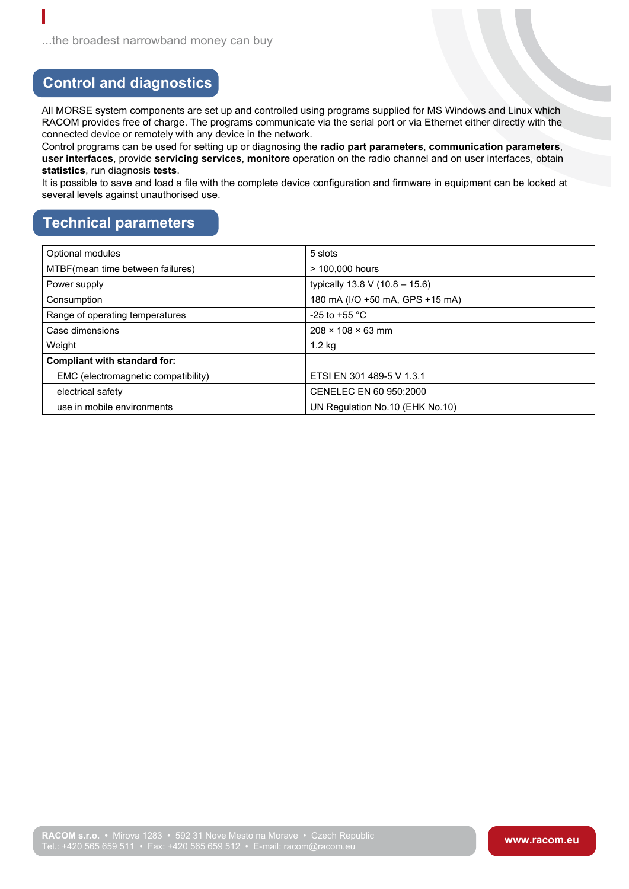## Control and diagnostics

All MORSE system components are set up and controlled using programs supplied for MS Windows and Linux which RACOM provides free of charge. The programs communicate via the serial port or via Ethernet either directly with the connected device or remotely with any device in the network.

Control programs can be used for setting up or diagnosing the **radio part parameters**, **communication parameters**, **user interfaces**, provide **servicing services**, **monitore** operation on the radio channel and on user interfaces, obtain **statistics**, run diagnosis **tests**.

It is possible to save and load a file with the complete device configuration and firmware in equipment can be locked at several levels against unauthorised use.

## Technical parameters

| | |
|---|---|
| Optional modules | 5 slots |
| MTBF(mean time between failures) | > 100,000 hours |
| Power supply | typically 13.8 V (10.8 – 15.6) |
| Consumption | 180 mA (I/O +50 mA, GPS +15 mA) |
| Range of operating temperatures | -25 to +55 °C |
| Case dimensions | 208 × 108 × 63 mm |
| Weight | 1.2 kg |
| **Compliant with standard for:** | |
| EMC (electromagnetic compatibility) | ETSI EN 301 489-5 V 1.3.1 |
| electrical safety | CENELEC EN 60 950:2000 |
| use in mobile environments | UN Regulation No.10 (EHK No.10) |